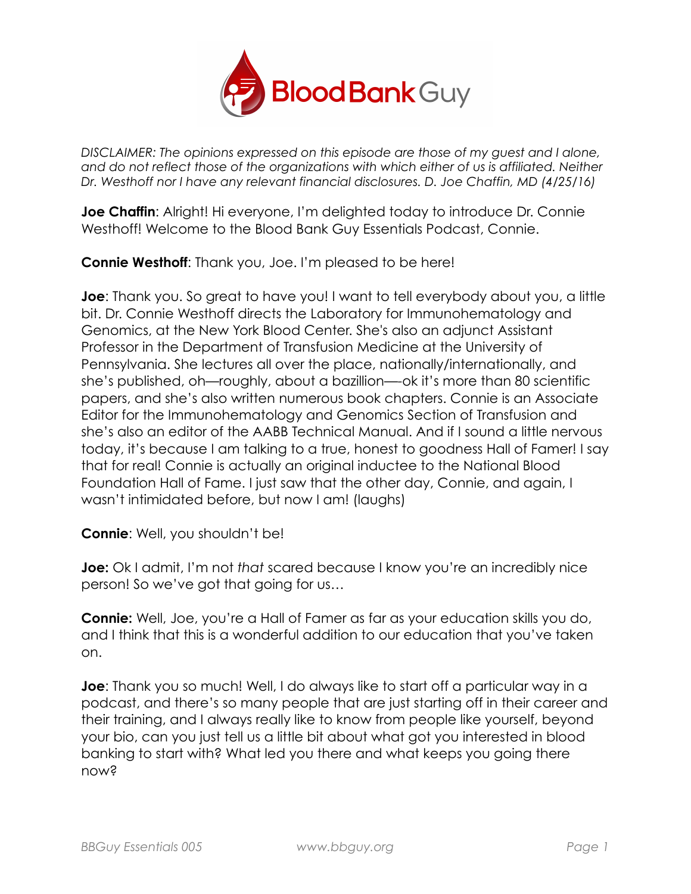*DISCLAIMER: The opinions expressed on this episode are those of my guest and I alone, and do not reflect those of the organizations with which either of us is affiliated. Neither Dr. Westhoff nor I have any relevant financial disclosures. D. Joe Chaffin, MD (4/25/16)*

**Joe Chaffin**: Alright! Hi everyone, I'm delighted today to introduce Dr. Connie Westhoff! Welcome to the Blood Bank Guy Essentials Podcast, Connie.

**Connie Westhoff**: Thank you, Joe. I'm pleased to be here!

**Joe**: Thank you. So great to have you! I want to tell everybody about you, a little bit. Dr. Connie Westhoff directs the Laboratory for Immunohematology and Genomics, at the New York Blood Center. She's also an adjunct Assistant Professor in the Department of Transfusion Medicine at the University of Pennsylvania. She lectures all over the place, nationally/internationally, and she's published, oh—roughly, about a bazillion—-ok it's more than 80 scientific papers, and she's also written numerous book chapters. Connie is an Associate Editor for the Immunohematology and Genomics Section of Transfusion and she's also an editor of the AABB Technical Manual. And if I sound a little nervous today, it's because I am talking to a true, honest to goodness Hall of Famer! I say that for real! Connie is actually an original inductee to the National Blood Foundation Hall of Fame. I just saw that the other day, Connie, and again, I wasn't intimidated before, but now I am! (laughs)

**Connie**: Well, you shouldn't be!

**Joe:** Ok I admit, I'm not *that* scared because I know you're an incredibly nice person! So we've got that going for us…

**Connie:** Well, Joe, you're a Hall of Famer as far as your education skills you do, and I think that this is a wonderful addition to our education that you've taken on.

**Joe**: Thank you so much! Well, I do always like to start off a particular way in a podcast, and there's so many people that are just starting off in their career and their training, and I always really like to know from people like yourself, beyond your bio, can you just tell us a little bit about what got you interested in blood banking to start with? What led you there and what keeps you going there now?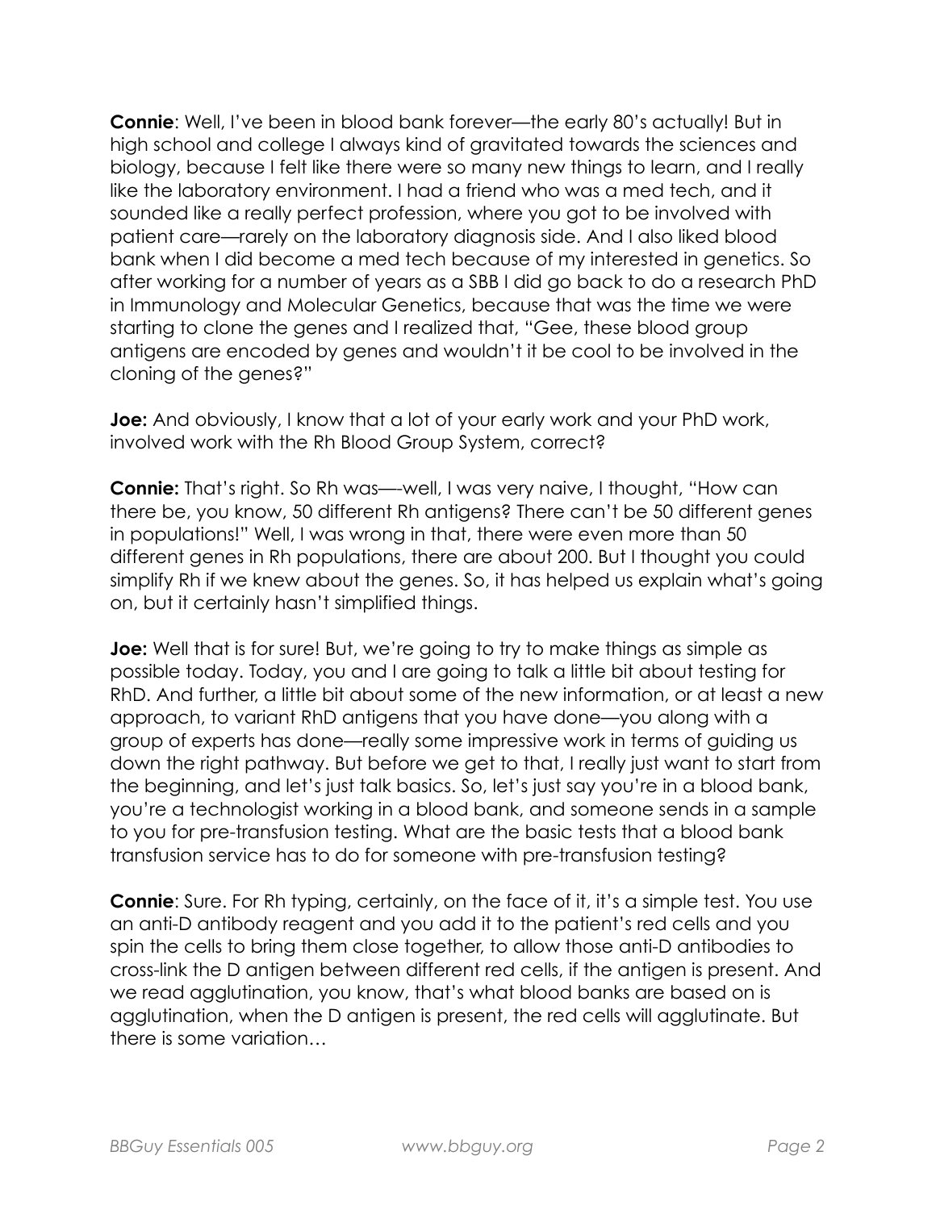**Connie**: Well, I've been in blood bank forever—the early 80's actually! But in high school and college I always kind of gravitated towards the sciences and biology, because I felt like there were so many new things to learn, and I really like the laboratory environment. I had a friend who was a med tech, and it sounded like a really perfect profession, where you got to be involved with patient care—rarely on the laboratory diagnosis side. And I also liked blood bank when I did become a med tech because of my interested in genetics. So after working for a number of years as a SBB I did go back to do a research PhD in Immunology and Molecular Genetics, because that was the time we were starting to clone the genes and I realized that, "Gee, these blood group antigens are encoded by genes and wouldn't it be cool to be involved in the cloning of the genes?"

**Joe:** And obviously, I know that a lot of your early work and your PhD work, involved work with the Rh Blood Group System, correct?

**Connie:** That's right. So Rh was—-well, I was very naive, I thought, "How can there be, you know, 50 different Rh antigens? There can't be 50 different genes in populations!" Well, I was wrong in that, there were even more than 50 different genes in Rh populations, there are about 200. But I thought you could simplify Rh if we knew about the genes. So, it has helped us explain what's going on, but it certainly hasn't simplified things.

**Joe:** Well that is for sure! But, we're going to try to make things as simple as possible today. Today, you and I are going to talk a little bit about testing for RhD. And further, a little bit about some of the new information, or at least a new approach, to variant RhD antigens that you have done—you along with a group of experts has done—really some impressive work in terms of guiding us down the right pathway. But before we get to that, I really just want to start from the beginning, and let's just talk basics. So, let's just say you're in a blood bank, you're a technologist working in a blood bank, and someone sends in a sample to you for pre-transfusion testing. What are the basic tests that a blood bank transfusion service has to do for someone with pre-transfusion testing?

**Connie**: Sure. For Rh typing, certainly, on the face of it, it's a simple test. You use an anti-D antibody reagent and you add it to the patient's red cells and you spin the cells to bring them close together, to allow those anti-D antibodies to cross-link the D antigen between different red cells, if the antigen is present. And we read agglutination, you know, that's what blood banks are based on is agglutination, when the D antigen is present, the red cells will agglutinate. But there is some variation…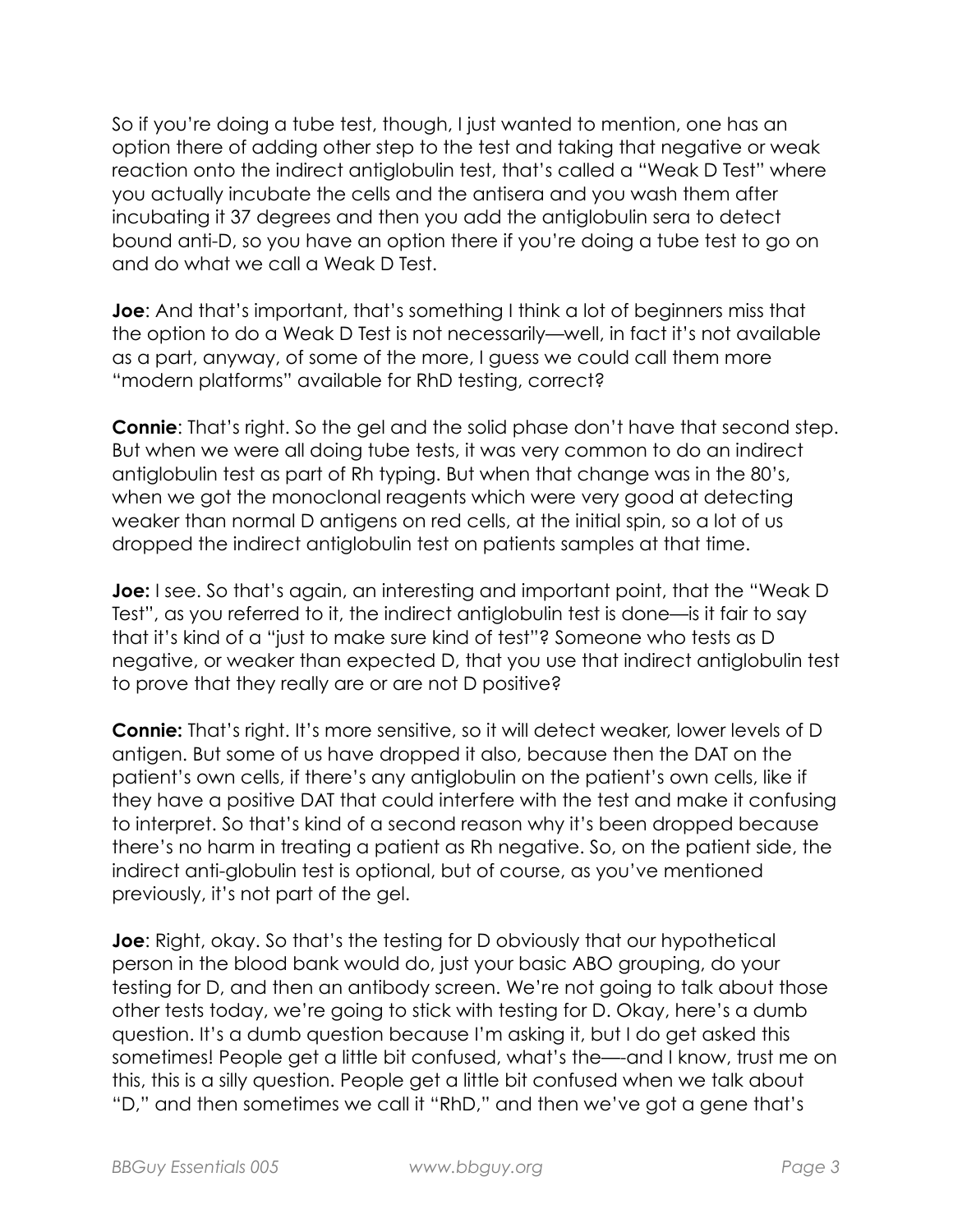So if you're doing a tube test, though, I just wanted to mention, one has an option there of adding other step to the test and taking that negative or weak reaction onto the indirect antiglobulin test, that's called a "Weak D Test" where you actually incubate the cells and the antisera and you wash them after incubating it 37 degrees and then you add the antiglobulin sera to detect bound anti-D, so you have an option there if you're doing a tube test to go on and do what we call a Weak D Test.

**Joe**: And that's important, that's something I think a lot of beginners miss that the option to do a Weak D Test is not necessarily—well, in fact it's not available as a part, anyway, of some of the more, I guess we could call them more "modern platforms" available for RhD testing, correct?

**Connie**: That's right. So the gel and the solid phase don't have that second step. But when we were all doing tube tests, it was very common to do an indirect antiglobulin test as part of Rh typing. But when that change was in the 80's, when we got the monoclonal reagents which were very good at detecting weaker than normal D antigens on red cells, at the initial spin, so a lot of us dropped the indirect antiglobulin test on patients samples at that time.

**Joe:** I see. So that's again, an interesting and important point, that the "Weak D Test", as you referred to it, the indirect antiglobulin test is done—is it fair to say that it's kind of a "just to make sure kind of test"? Someone who tests as D negative, or weaker than expected D, that you use that indirect antiglobulin test to prove that they really are or are not D positive?

**Connie:** That's right. It's more sensitive, so it will detect weaker, lower levels of D antigen. But some of us have dropped it also, because then the DAT on the patient's own cells, if there's any antiglobulin on the patient's own cells, like if they have a positive DAT that could interfere with the test and make it confusing to interpret. So that's kind of a second reason why it's been dropped because there's no harm in treating a patient as Rh negative. So, on the patient side, the indirect anti-globulin test is optional, but of course, as you've mentioned previously, it's not part of the gel.

**Joe**: Right, okay. So that's the testing for D obviously that our hypothetical person in the blood bank would do, just your basic ABO grouping, do your testing for D, and then an antibody screen. We're not going to talk about those other tests today, we're going to stick with testing for D. Okay, here's a dumb question. It's a dumb question because I'm asking it, but I do get asked this sometimes! People get a little bit confused, what's the—-and I know, trust me on this, this is a silly question. People get a little bit confused when we talk about "D," and then sometimes we call it "RhD," and then we've got a gene that's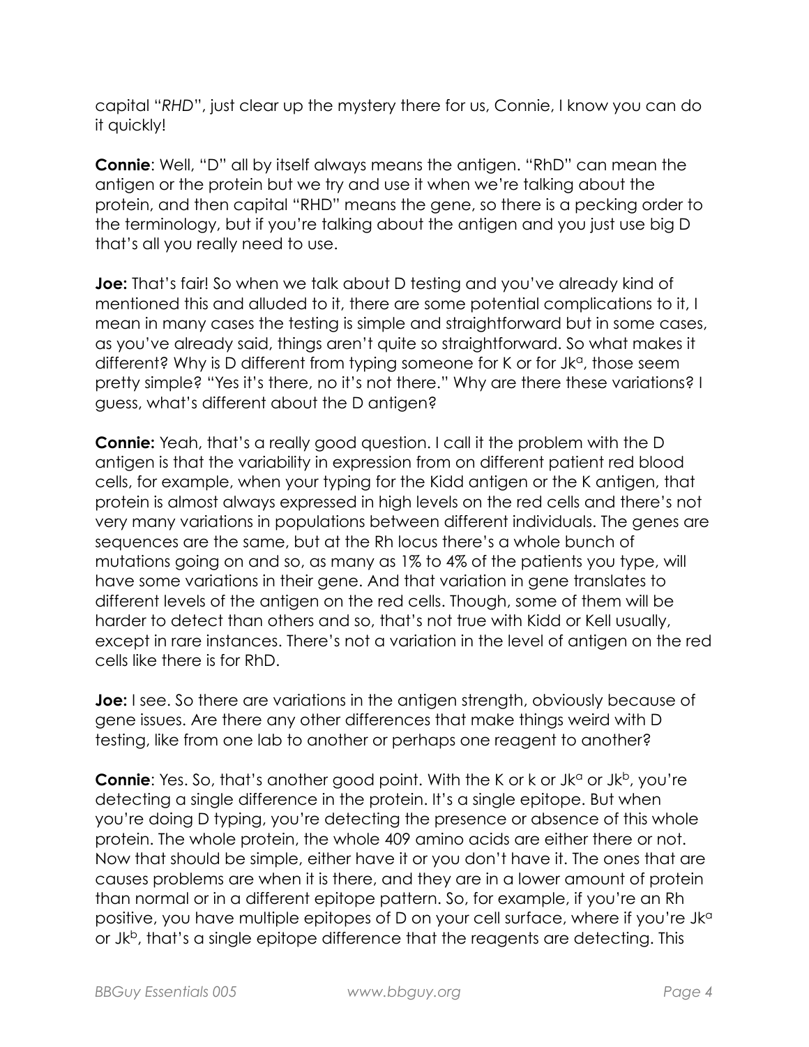capital "*RHD*", just clear up the mystery there for us, Connie, I know you can do it quickly!

**Connie**: Well, "D" all by itself always means the antigen. "RhD" can mean the antigen or the protein but we try and use it when we're talking about the protein, and then capital "RHD" means the gene, so there is a pecking order to the terminology, but if you're talking about the antigen and you just use big D that's all you really need to use.

**Joe:** That's fair! So when we talk about D testing and you've already kind of mentioned this and alluded to it, there are some potential complications to it, I mean in many cases the testing is simple and straightforward but in some cases, as you've already said, things aren't quite so straightforward. So what makes it different? Why is D different from typing someone for K or for $Jk^a$, those seem pretty simple? "Yes it's there, no it's not there." Why are there these variations? I guess, what's different about the D antigen?

**Connie:** Yeah, that's a really good question. I call it the problem with the D antigen is that the variability in expression from on different patient red blood cells, for example, when your typing for the Kidd antigen or the K antigen, that protein is almost always expressed in high levels on the red cells and there's not very many variations in populations between different individuals. The genes are sequences are the same, but at the Rh locus there's a whole bunch of mutations going on and so, as many as 1% to 4% of the patients you type, will have some variations in their gene. And that variation in gene translates to different levels of the antigen on the red cells. Though, some of them will be harder to detect than others and so, that's not true with Kidd or Kell usually, except in rare instances. There's not a variation in the level of antigen on the red cells like there is for RhD.

**Joe:** I see. So there are variations in the antigen strength, obviously because of gene issues. Are there any other differences that make things weird with D testing, like from one lab to another or perhaps one reagent to another?

**Connie**: Yes. So, that's another good point. With the K or k or $Jk^a$ or $Jk^b$, you're detecting a single difference in the protein. It's a single epitope. But when you're doing D typing, you're detecting the presence or absence of this whole protein. The whole protein, the whole 409 amino acids are either there or not. Now that should be simple, either have it or you don't have it. The ones that are causes problems are when it is there, and they are in a lower amount of protein than normal or in a different epitope pattern. So, for example, if you're an Rh positive, you have multiple epitopes of D on your cell surface, where if you're $Jk^a$ or $Jk^b$, that's a single epitope difference that the reagents are detecting. This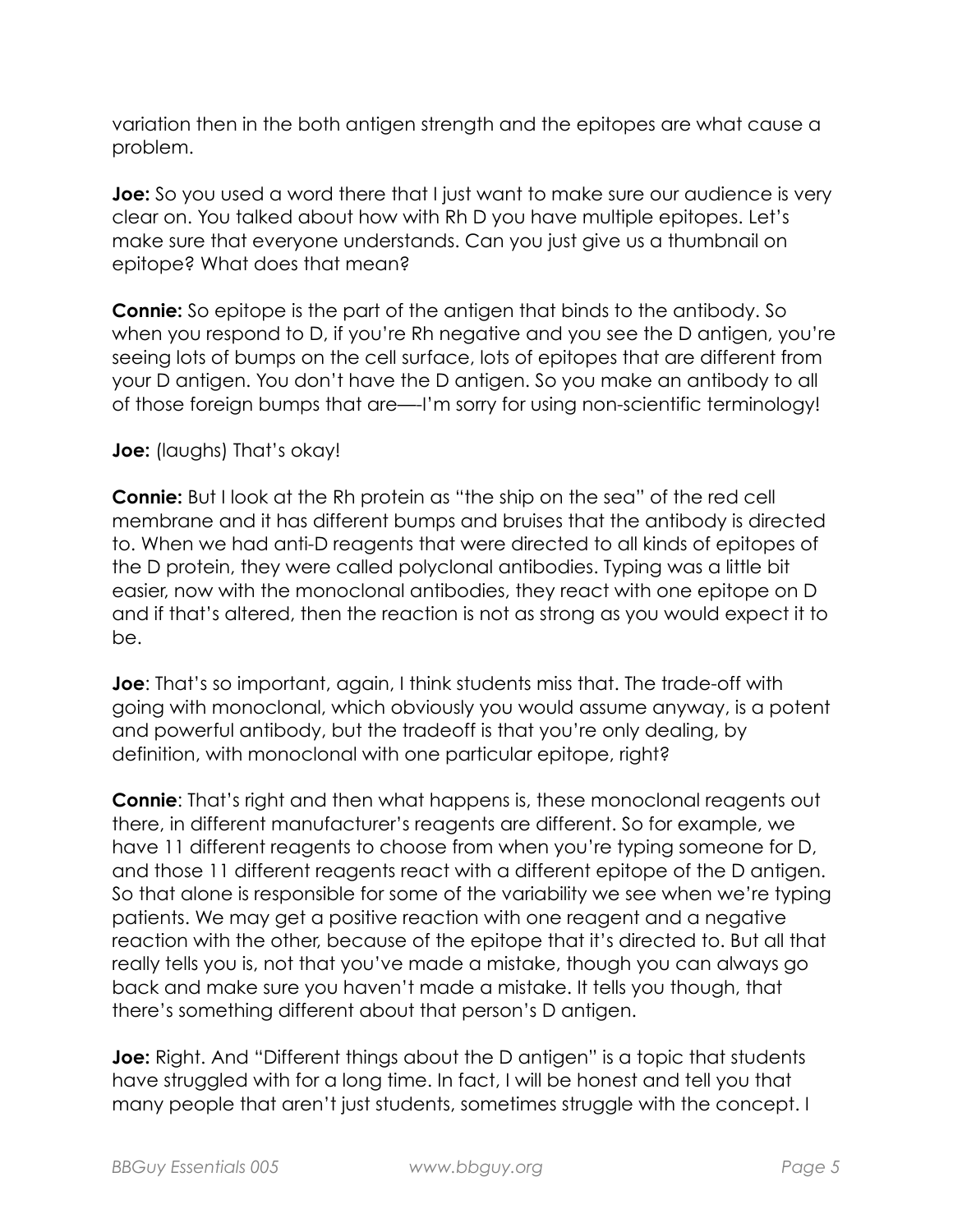variation then in the both antigen strength and the epitopes are what cause a problem.

**Joe:** So you used a word there that I just want to make sure our audience is very clear on. You talked about how with Rh D you have multiple epitopes. Let's make sure that everyone understands. Can you just give us a thumbnail on epitope? What does that mean?

**Connie:** So epitope is the part of the antigen that binds to the antibody. So when you respond to D, if you're Rh negative and you see the D antigen, you're seeing lots of bumps on the cell surface, lots of epitopes that are different from your D antigen. You don't have the D antigen. So you make an antibody to all of those foreign bumps that are—-I'm sorry for using non-scientific terminology!

**Joe:** (laughs) That's okay!

**Connie:** But I look at the Rh protein as "the ship on the sea" of the red cell membrane and it has different bumps and bruises that the antibody is directed to. When we had anti-D reagents that were directed to all kinds of epitopes of the D protein, they were called polyclonal antibodies. Typing was a little bit easier, now with the monoclonal antibodies, they react with one epitope on D and if that's altered, then the reaction is not as strong as you would expect it to be.

**Joe**: That's so important, again, I think students miss that. The trade-off with going with monoclonal, which obviously you would assume anyway, is a potent and powerful antibody, but the tradeoff is that you're only dealing, by definition, with monoclonal with one particular epitope, right?

**Connie**: That's right and then what happens is, these monoclonal reagents out there, in different manufacturer's reagents are different. So for example, we have 11 different reagents to choose from when you're typing someone for D, and those 11 different reagents react with a different epitope of the D antigen. So that alone is responsible for some of the variability we see when we're typing patients. We may get a positive reaction with one reagent and a negative reaction with the other, because of the epitope that it's directed to. But all that really tells you is, not that you've made a mistake, though you can always go back and make sure you haven't made a mistake. It tells you though, that there's something different about that person's D antigen.

**Joe:** Right. And "Different things about the D antigen" is a topic that students have struggled with for a long time. In fact, I will be honest and tell you that many people that aren't just students, sometimes struggle with the concept. I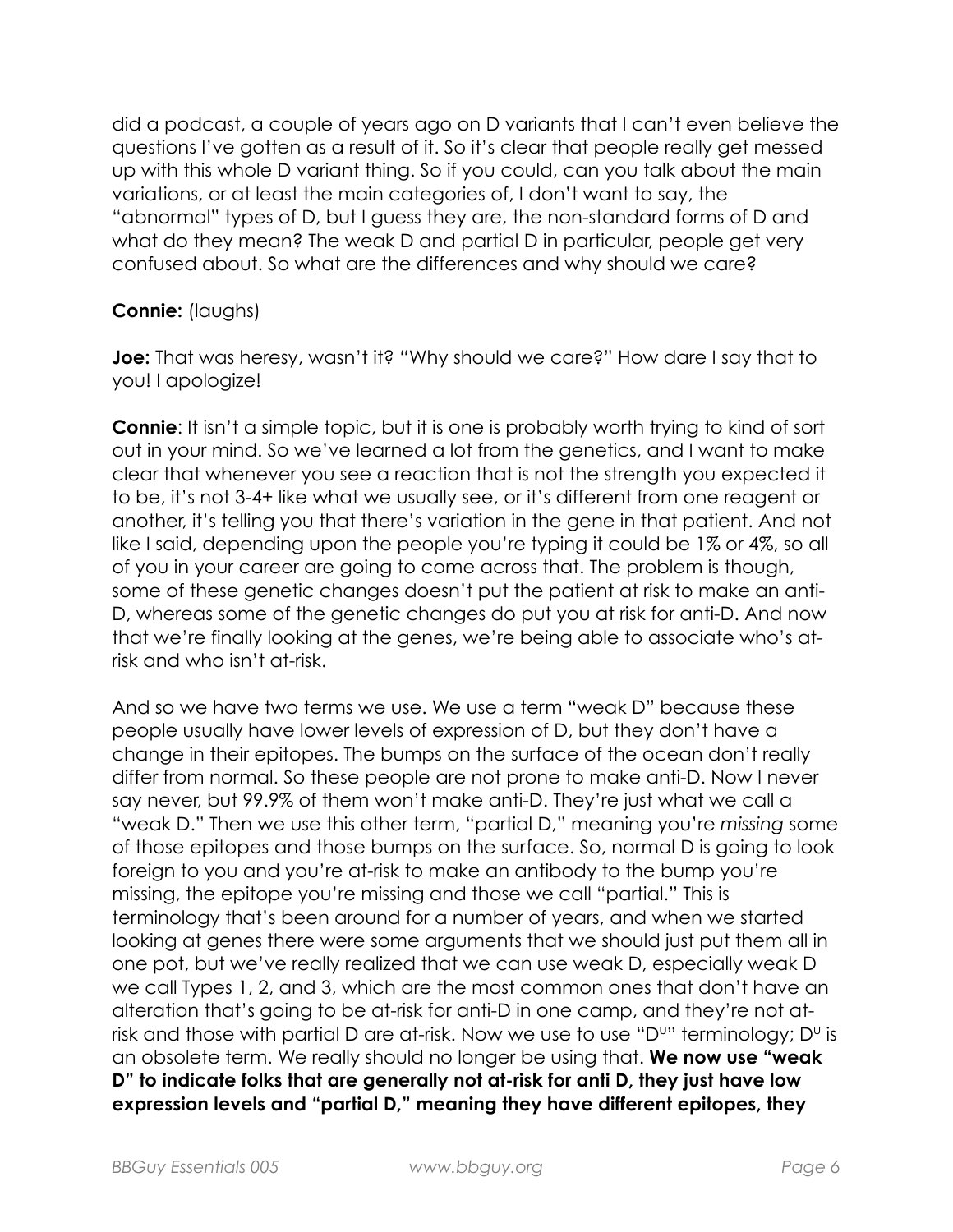did a podcast, a couple of years ago on D variants that I can't even believe the questions I've gotten as a result of it. So it's clear that people really get messed up with this whole D variant thing. So if you could, can you talk about the main variations, or at least the main categories of, I don't want to say, the "abnormal" types of D, but I guess they are, the non-standard forms of D and what do they mean? The weak D and partial D in particular, people get very confused about. So what are the differences and why should we care?

**Connie:** (laughs)

**Joe:** That was heresy, wasn't it? "Why should we care?" How dare I say that to you! I apologize!

**Connie**: It isn't a simple topic, but it is one is probably worth trying to kind of sort out in your mind. So we've learned a lot from the genetics, and I want to make clear that whenever you see a reaction that is not the strength you expected it to be, it's not 3-4+ like what we usually see, or it's different from one reagent or another, it's telling you that there's variation in the gene in that patient. And not like I said, depending upon the people you're typing it could be 1% or 4%, so all of you in your career are going to come across that. The problem is though, some of these genetic changes doesn't put the patient at risk to make an anti-D, whereas some of the genetic changes do put you at risk for anti-D. And now that we're finally looking at the genes, we're being able to associate who's at-risk and who isn't at-risk.

And so we have two terms we use. We use a term "weak D" because these people usually have lower levels of expression of D, but they don't have a change in their epitopes. The bumps on the surface of the ocean don't really differ from normal. So these people are not prone to make anti-D. Now I never say never, but 99.9% of them won't make anti-D. They're just what we call a "weak D." Then we use this other term, "partial D," meaning you're *missing* some of those epitopes and those bumps on the surface. So, normal D is going to look foreign to you and you're at-risk to make an antibody to the bump you're missing, the epitope you're missing and those we call "partial." This is terminology that's been around for a number of years, and when we started looking at genes there were some arguments that we should just put them all in one pot, but we've really realized that we can use weak D, especially weak D we call Types 1, 2, and 3, which are the most common ones that don't have an alteration that's going to be at-risk for anti-D in one camp, and they're not at-risk and those with partial D are at-risk. Now we use to use "$D^u$" terminology; $D^u$ is an obsolete term. We really should no longer be using that. **We now use "weak D" to indicate folks that are generally not at-risk for anti D, they just have low expression levels and "partial D," meaning they have different epitopes, they**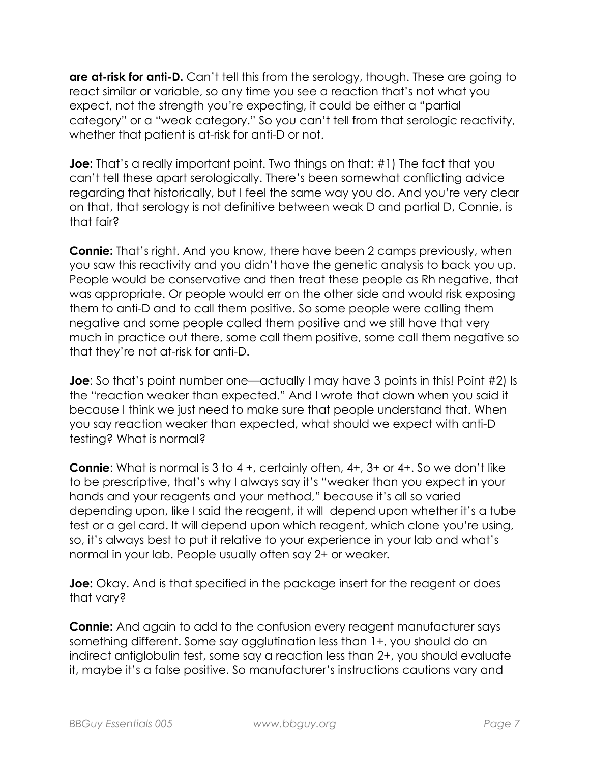**are at-risk for anti-D.** Can't tell this from the serology, though. These are going to react similar or variable, so any time you see a reaction that's not what you expect, not the strength you're expecting, it could be either a "partial category" or a "weak category." So you can't tell from that serologic reactivity, whether that patient is at-risk for anti-D or not.

**Joe:** That's a really important point. Two things on that: #1) The fact that you can't tell these apart serologically. There's been somewhat conflicting advice regarding that historically, but I feel the same way you do. And you're very clear on that, that serology is not definitive between weak D and partial D, Connie, is that fair?

**Connie:** That's right. And you know, there have been 2 camps previously, when you saw this reactivity and you didn't have the genetic analysis to back you up. People would be conservative and then treat these people as Rh negative, that was appropriate. Or people would err on the other side and would risk exposing them to anti-D and to call them positive. So some people were calling them negative and some people called them positive and we still have that very much in practice out there, some call them positive, some call them negative so that they're not at-risk for anti-D.

**Joe**: So that's point number one—actually I may have 3 points in this! Point #2) Is the "reaction weaker than expected." And I wrote that down when you said it because I think we just need to make sure that people understand that. When you say reaction weaker than expected, what should we expect with anti-D testing? What is normal?

**Connie**: What is normal is 3 to 4 +, certainly often, 4+, 3+ or 4+. So we don't like to be prescriptive, that's why I always say it's "weaker than you expect in your hands and your reagents and your method," because it's all so varied depending upon, like I said the reagent, it will depend upon whether it's a tube test or a gel card. It will depend upon which reagent, which clone you're using, so, it's always best to put it relative to your experience in your lab and what's normal in your lab. People usually often say 2+ or weaker.

**Joe:** Okay. And is that specified in the package insert for the reagent or does that vary?

**Connie:** And again to add to the confusion every reagent manufacturer says something different. Some say agglutination less than 1+, you should do an indirect antiglobulin test, some say a reaction less than 2+, you should evaluate it, maybe it's a false positive. So manufacturer's instructions cautions vary and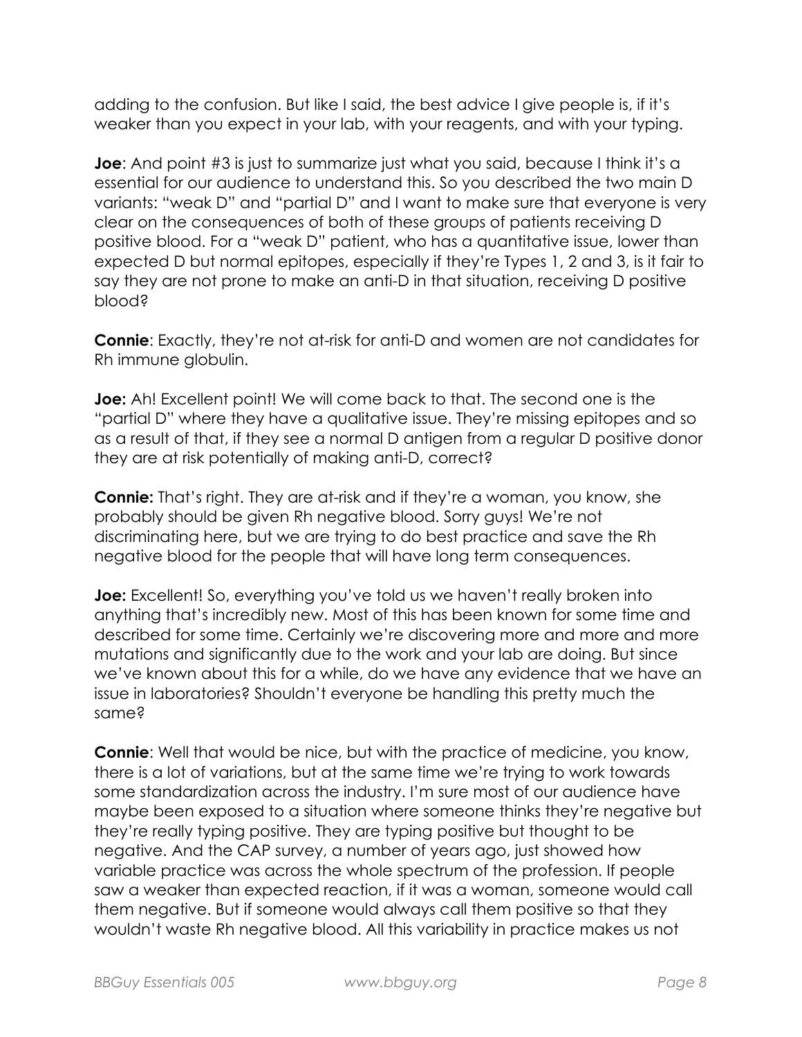adding to the confusion. But like I said, the best advice I give people is, if it's weaker than you expect in your lab, with your reagents, and with your typing.

**Joe**: And point #3 is just to summarize just what you said, because I think it's a essential for our audience to understand this. So you described the two main D variants: "weak D" and "partial D" and I want to make sure that everyone is very clear on the consequences of both of these groups of patients receiving D positive blood. For a "weak D" patient, who has a quantitative issue, lower than expected D but normal epitopes, especially if they're Types 1, 2 and 3, is it fair to say they are not prone to make an anti-D in that situation, receiving D positive blood?

**Connie**: Exactly, they're not at-risk for anti-D and women are not candidates for Rh immune globulin.

**Joe:** Ah! Excellent point! We will come back to that. The second one is the "partial D" where they have a qualitative issue. They're missing epitopes and so as a result of that, if they see a normal D antigen from a regular D positive donor they are at risk potentially of making anti-D, correct?

**Connie:** That's right. They are at-risk and if they're a woman, you know, she probably should be given Rh negative blood. Sorry guys! We're not discriminating here, but we are trying to do best practice and save the Rh negative blood for the people that will have long term consequences.

**Joe:** Excellent! So, everything you've told us we haven't really broken into anything that's incredibly new. Most of this has been known for some time and described for some time. Certainly we're discovering more and more and more mutations and significantly due to the work and your lab are doing. But since we've known about this for a while, do we have any evidence that we have an issue in laboratories? Shouldn't everyone be handling this pretty much the same?

**Connie**: Well that would be nice, but with the practice of medicine, you know, there is a lot of variations, but at the same time we're trying to work towards some standardization across the industry. I'm sure most of our audience have maybe been exposed to a situation where someone thinks they're negative but they're really typing positive. They are typing positive but thought to be negative. And the CAP survey, a number of years ago, just showed how variable practice was across the whole spectrum of the profession. If people saw a weaker than expected reaction, if it was a woman, someone would call them negative. But if someone would always call them positive so that they wouldn't waste Rh negative blood. All this variability in practice makes us not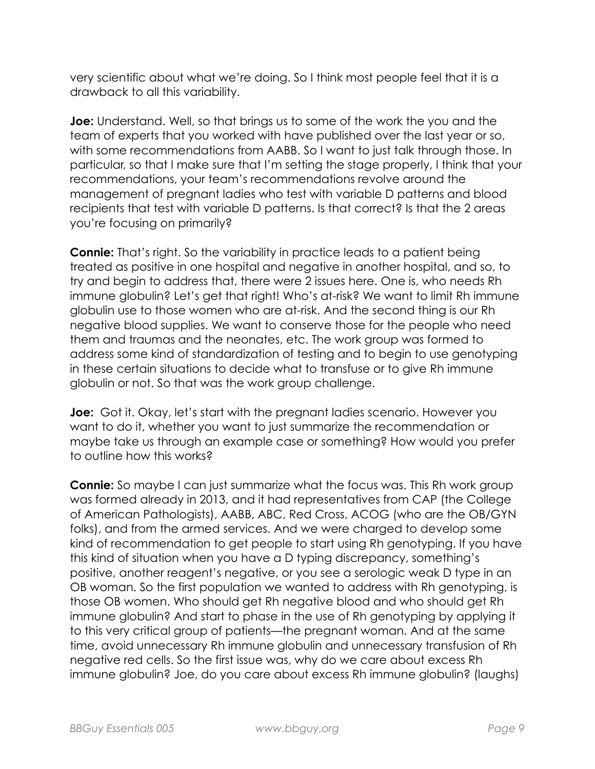very scientific about what we're doing. So I think most people feel that it is a drawback to all this variability.

**Joe:** Understand. Well, so that brings us to some of the work the you and the team of experts that you worked with have published over the last year or so, with some recommendations from AABB. So I want to just talk through those. In particular, so that I make sure that I'm setting the stage properly, I think that your recommendations, your team's recommendations revolve around the management of pregnant ladies who test with variable D patterns and blood recipients that test with variable D patterns. Is that correct? Is that the 2 areas you're focusing on primarily?

**Connie:** That's right. So the variability in practice leads to a patient being treated as positive in one hospital and negative in another hospital, and so, to try and begin to address that, there were 2 issues here. One is, who needs Rh immune globulin? Let's get that right! Who's at-risk? We want to limit Rh immune globulin use to those women who are at-risk. And the second thing is our Rh negative blood supplies. We want to conserve those for the people who need them and traumas and the neonates, etc. The work group was formed to address some kind of standardization of testing and to begin to use genotyping in these certain situations to decide what to transfuse or to give Rh immune globulin or not. So that was the work group challenge.

**Joe:** Got it. Okay, let's start with the pregnant ladies scenario. However you want to do it, whether you want to just summarize the recommendation or maybe take us through an example case or something? How would you prefer to outline how this works?

**Connie:** So maybe I can just summarize what the focus was. This Rh work group was formed already in 2013, and it had representatives from CAP (the College of American Pathologists), AABB, ABC, Red Cross, ACOG (who are the OB/GYN folks), and from the armed services. And we were charged to develop some kind of recommendation to get people to start using Rh genotyping. If you have this kind of situation when you have a D typing discrepancy, something's positive, another reagent's negative, or you see a serologic weak D type in an OB woman. So the first population we wanted to address with Rh genotyping, is those OB women. Who should get Rh negative blood and who should get Rh immune globulin? And start to phase in the use of Rh genotyping by applying it to this very critical group of patients—the pregnant woman. And at the same time, avoid unnecessary Rh immune globulin and unnecessary transfusion of Rh negative red cells. So the first issue was, why do we care about excess Rh immune globulin? Joe, do you care about excess Rh immune globulin? (laughs)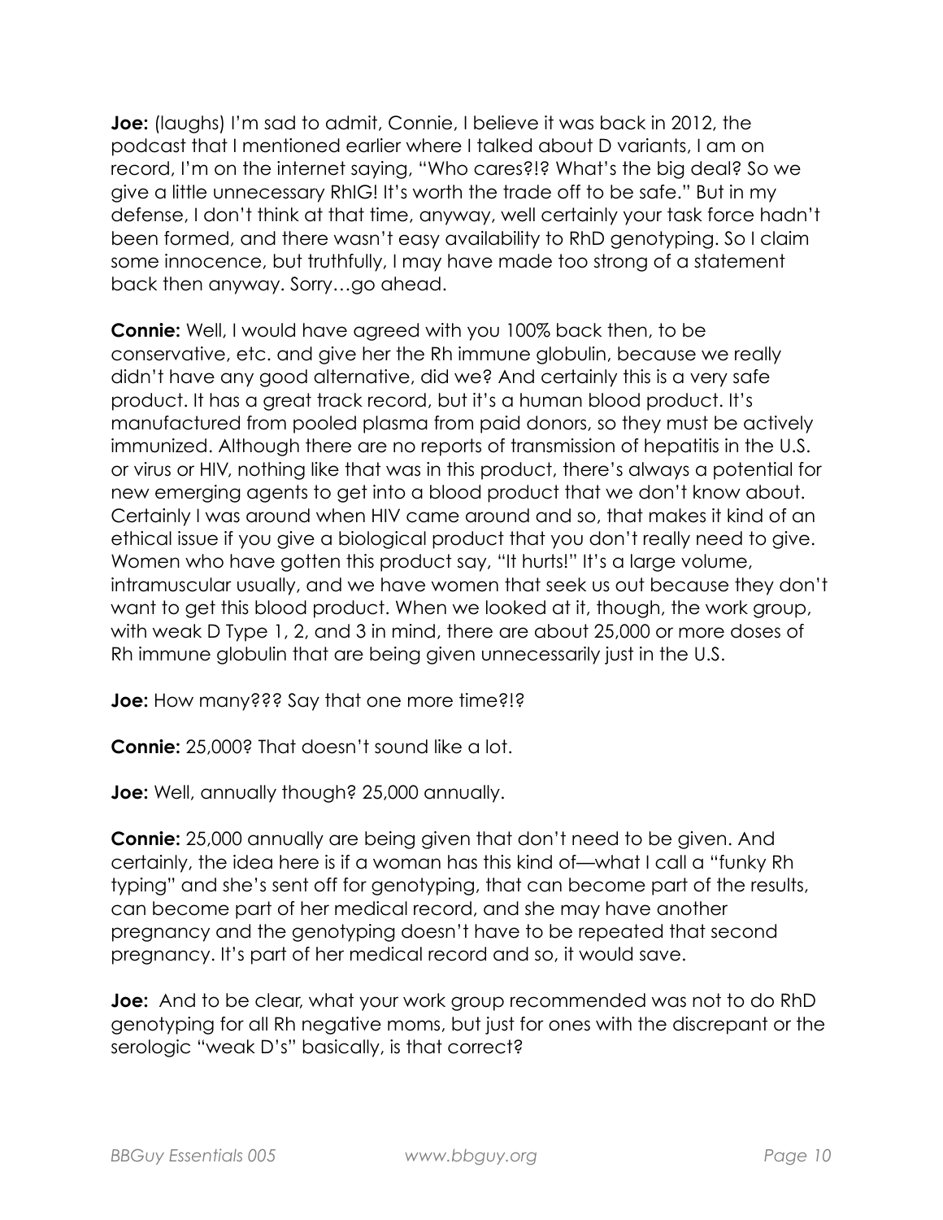**Joe:** (laughs) I'm sad to admit, Connie, I believe it was back in 2012, the podcast that I mentioned earlier where I talked about D variants, I am on record, I'm on the internet saying, "Who cares?!? What's the big deal? So we give a little unnecessary RhIG! It's worth the trade off to be safe." But in my defense, I don't think at that time, anyway, well certainly your task force hadn't been formed, and there wasn't easy availability to RhD genotyping. So I claim some innocence, but truthfully, I may have made too strong of a statement back then anyway. Sorry…go ahead.

**Connie:** Well, I would have agreed with you 100% back then, to be conservative, etc. and give her the Rh immune globulin, because we really didn't have any good alternative, did we? And certainly this is a very safe product. It has a great track record, but it's a human blood product. It's manufactured from pooled plasma from paid donors, so they must be actively immunized. Although there are no reports of transmission of hepatitis in the U.S. or virus or HIV, nothing like that was in this product, there's always a potential for new emerging agents to get into a blood product that we don't know about. Certainly I was around when HIV came around and so, that makes it kind of an ethical issue if you give a biological product that you don't really need to give. Women who have gotten this product say, "It hurts!" It's a large volume, intramuscular usually, and we have women that seek us out because they don't want to get this blood product. When we looked at it, though, the work group, with weak D Type 1, 2, and 3 in mind, there are about 25,000 or more doses of Rh immune globulin that are being given unnecessarily just in the U.S.

**Joe:** How many??? Say that one more time?!?

**Connie:** 25,000? That doesn't sound like a lot.

**Joe:** Well, annually though? 25,000 annually.

**Connie:** 25,000 annually are being given that don't need to be given. And certainly, the idea here is if a woman has this kind of—what I call a "funky Rh typing" and she's sent off for genotyping, that can become part of the results, can become part of her medical record, and she may have another pregnancy and the genotyping doesn't have to be repeated that second pregnancy. It's part of her medical record and so, it would save.

**Joe:** And to be clear, what your work group recommended was not to do RhD genotyping for all Rh negative moms, but just for ones with the discrepant or the serologic "weak D's" basically, is that correct?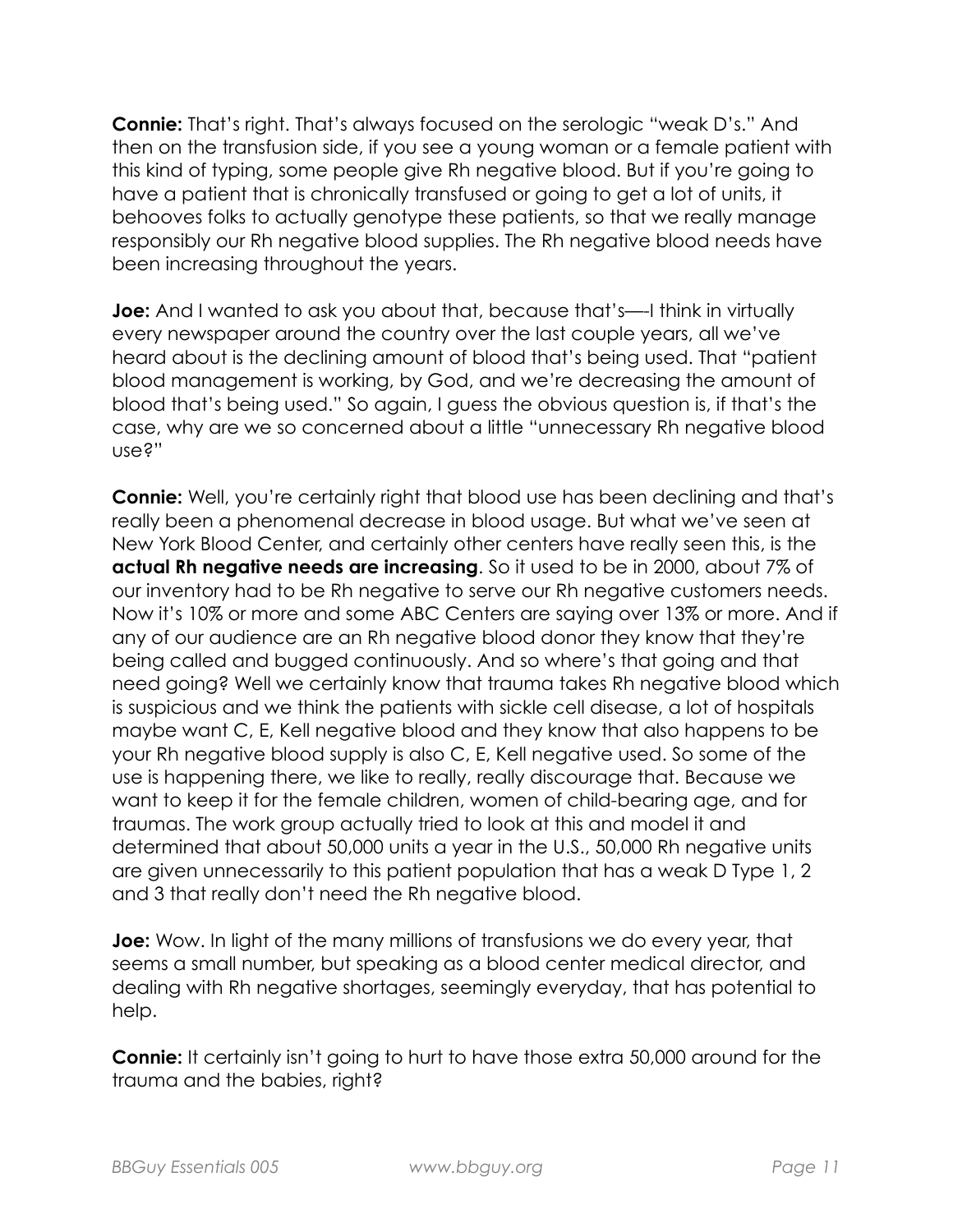**Connie:** That's right. That's always focused on the serologic "weak D's." And then on the transfusion side, if you see a young woman or a female patient with this kind of typing, some people give Rh negative blood. But if you're going to have a patient that is chronically transfused or going to get a lot of units, it behooves folks to actually genotype these patients, so that we really manage responsibly our Rh negative blood supplies. The Rh negative blood needs have been increasing throughout the years.

**Joe:** And I wanted to ask you about that, because that's—-I think in virtually every newspaper around the country over the last couple years, all we've heard about is the declining amount of blood that's being used. That "patient blood management is working, by God, and we're decreasing the amount of blood that's being used." So again, I guess the obvious question is, if that's the case, why are we so concerned about a little "unnecessary Rh negative blood use?"

**Connie:** Well, you're certainly right that blood use has been declining and that's really been a phenomenal decrease in blood usage. But what we've seen at New York Blood Center, and certainly other centers have really seen this, is the **actual Rh negative needs are increasing**. So it used to be in 2000, about 7% of our inventory had to be Rh negative to serve our Rh negative customers needs. Now it's 10% or more and some ABC Centers are saying over 13% or more. And if any of our audience are an Rh negative blood donor they know that they're being called and bugged continuously. And so where's that going and that need going? Well we certainly know that trauma takes Rh negative blood which is suspicious and we think the patients with sickle cell disease, a lot of hospitals maybe want C, E, Kell negative blood and they know that also happens to be your Rh negative blood supply is also C, E, Kell negative used. So some of the use is happening there, we like to really, really discourage that. Because we want to keep it for the female children, women of child-bearing age, and for traumas. The work group actually tried to look at this and model it and determined that about 50,000 units a year in the U.S., 50,000 Rh negative units are given unnecessarily to this patient population that has a weak D Type 1, 2 and 3 that really don't need the Rh negative blood.

**Joe:** Wow. In light of the many millions of transfusions we do every year, that seems a small number, but speaking as a blood center medical director, and dealing with Rh negative shortages, seemingly everyday, that has potential to help.

**Connie:** It certainly isn't going to hurt to have those extra 50,000 around for the trauma and the babies, right?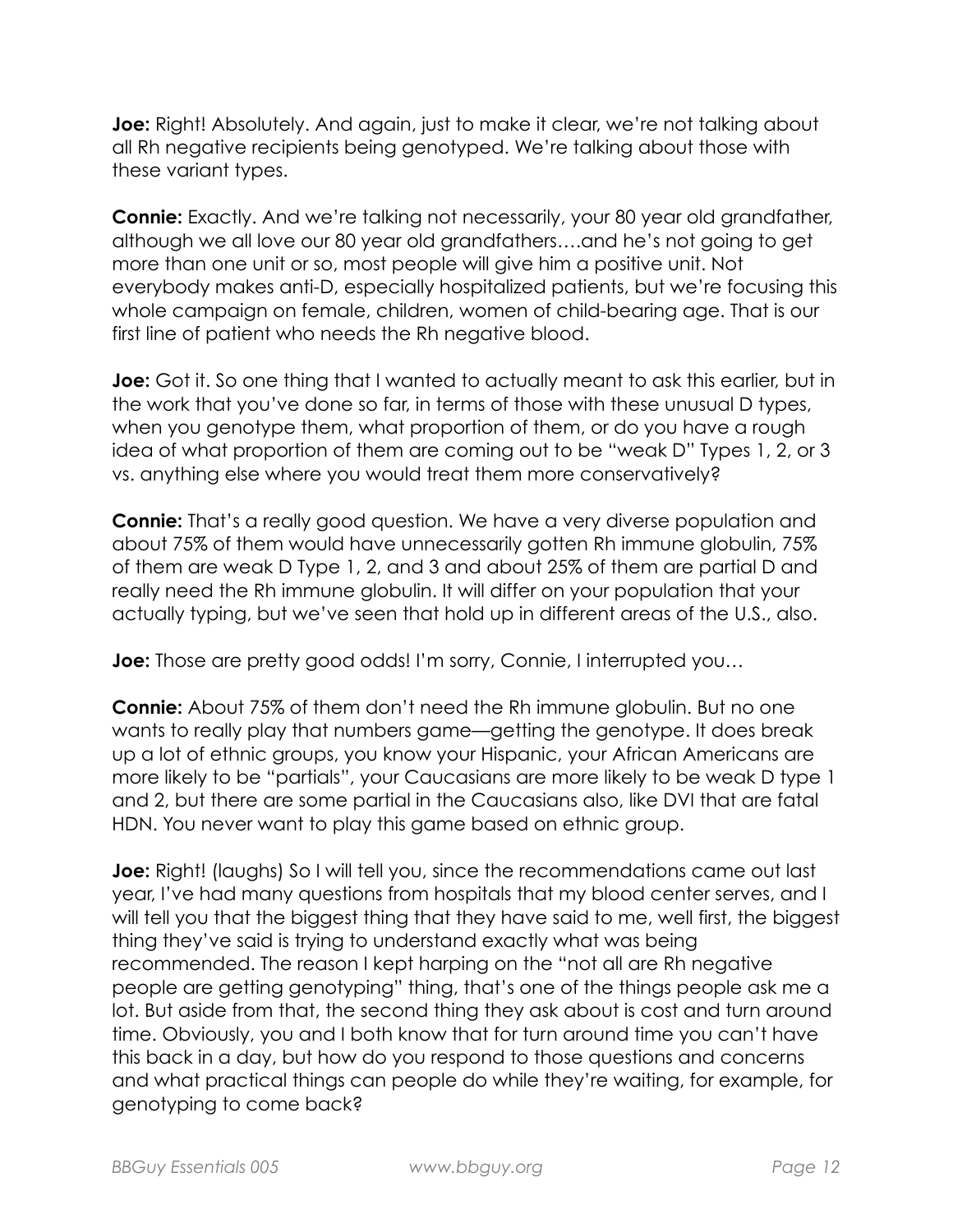**Joe:** Right! Absolutely. And again, just to make it clear, we're not talking about all Rh negative recipients being genotyped. We're talking about those with these variant types.

**Connie:** Exactly. And we're talking not necessarily, your 80 year old grandfather, although we all love our 80 year old grandfathers….and he's not going to get more than one unit or so, most people will give him a positive unit. Not everybody makes anti-D, especially hospitalized patients, but we're focusing this whole campaign on female, children, women of child-bearing age. That is our first line of patient who needs the Rh negative blood.

**Joe:** Got it. So one thing that I wanted to actually meant to ask this earlier, but in the work that you've done so far, in terms of those with these unusual D types, when you genotype them, what proportion of them, or do you have a rough idea of what proportion of them are coming out to be "weak D" Types 1, 2, or 3 vs. anything else where you would treat them more conservatively?

**Connie:** That's a really good question. We have a very diverse population and about 75% of them would have unnecessarily gotten Rh immune globulin, 75% of them are weak D Type 1, 2, and 3 and about 25% of them are partial D and really need the Rh immune globulin. It will differ on your population that your actually typing, but we've seen that hold up in different areas of the U.S., also.

**Joe:** Those are pretty good odds! I'm sorry, Connie, I interrupted you…

**Connie:** About 75% of them don't need the Rh immune globulin. But no one wants to really play that numbers game—getting the genotype. It does break up a lot of ethnic groups, you know your Hispanic, your African Americans are more likely to be "partials", your Caucasians are more likely to be weak D type 1 and 2, but there are some partial in the Caucasians also, like DVI that are fatal HDN. You never want to play this game based on ethnic group.

**Joe:** Right! (laughs) So I will tell you, since the recommendations came out last year, I've had many questions from hospitals that my blood center serves, and I will tell you that the biggest thing that they have said to me, well first, the biggest thing they've said is trying to understand exactly what was being recommended. The reason I kept harping on the "not all are Rh negative people are getting genotyping" thing, that's one of the things people ask me a lot. But aside from that, the second thing they ask about is cost and turn around time. Obviously, you and I both know that for turn around time you can't have this back in a day, but how do you respond to those questions and concerns and what practical things can people do while they're waiting, for example, for genotyping to come back?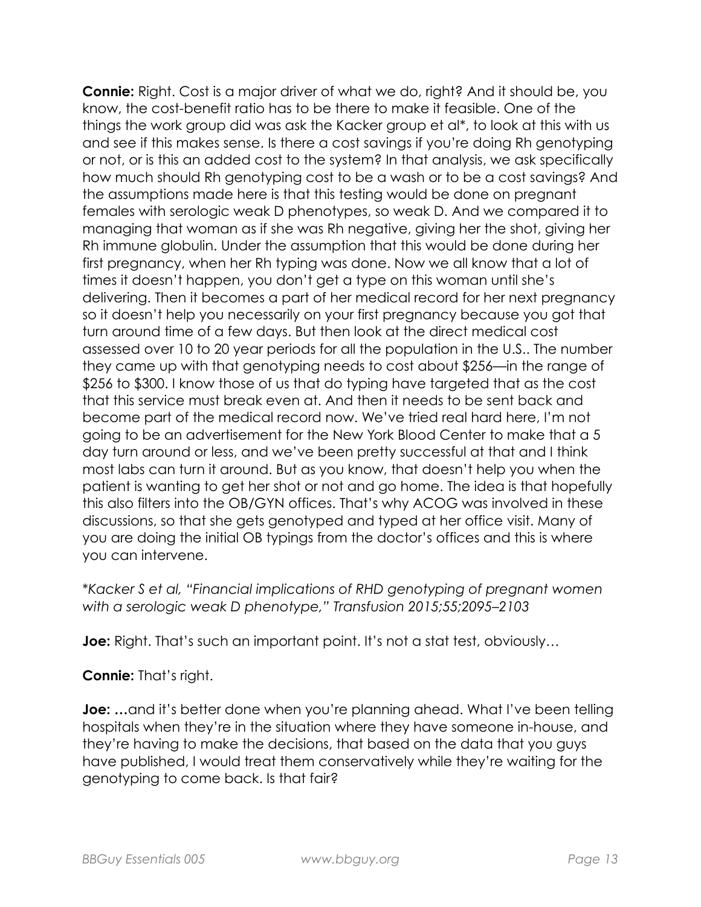**Connie:** Right. Cost is a major driver of what we do, right? And it should be, you know, the cost-benefit ratio has to be there to make it feasible. One of the things the work group did was ask the Kacker group et al*, to look at this with us and see if this makes sense. Is there a cost savings if you're doing Rh genotyping or not, or is this an added cost to the system? In that analysis, we ask specifically how much should Rh genotyping cost to be a wash or to be a cost savings? And the assumptions made here is that this testing would be done on pregnant females with serologic weak D phenotypes, so weak D. And we compared it to managing that woman as if she was Rh negative, giving her the shot, giving her Rh immune globulin. Under the assumption that this would be done during her first pregnancy, when her Rh typing was done. Now we all know that a lot of times it doesn't happen, you don't get a type on this woman until she's delivering. Then it becomes a part of her medical record for her next pregnancy so it doesn't help you necessarily on your first pregnancy because you got that turn around time of a few days. But then look at the direct medical cost assessed over 10 to 20 year periods for all the population in the U.S.. The number they came up with that genotyping needs to cost about $256—in the range of $256 to $300. I know those of us that do typing have targeted that as the cost that this service must break even at. And then it needs to be sent back and become part of the medical record now. We've tried real hard here, I'm not going to be an advertisement for the New York Blood Center to make that a 5 day turn around or less, and we've been pretty successful at that and I think most labs can turn it around. But as you know, that doesn't help you when the patient is wanting to get her shot or not and go home. The idea is that hopefully this also filters into the OB/GYN offices. That's why ACOG was involved in these discussions, so that she gets genotyped and typed at her office visit. Many of you are doing the initial OB typings from the doctor's offices and this is where you can intervene.

*\*Kacker S et al, "Financial implications of RHD genotyping of pregnant women with a serologic weak D phenotype," Transfusion 2015;55;2095–2103*

**Joe:** Right. That's such an important point. It's not a stat test, obviously…

**Connie:** That's right.

**Joe:** …and it's better done when you're planning ahead. What I've been telling hospitals when they're in the situation where they have someone in-house, and they're having to make the decisions, that based on the data that you guys have published, I would treat them conservatively while they're waiting for the genotyping to come back. Is that fair?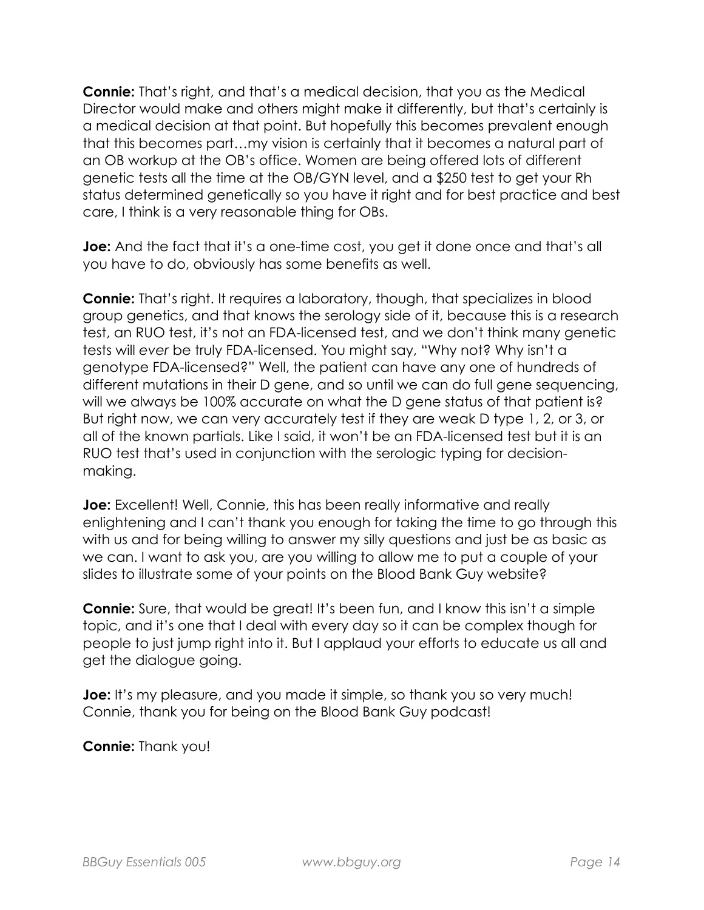**Connie:** That's right, and that's a medical decision, that you as the Medical Director would make and others might make it differently, but that's certainly is a medical decision at that point. But hopefully this becomes prevalent enough that this becomes part…my vision is certainly that it becomes a natural part of an OB workup at the OB's office. Women are being offered lots of different genetic tests all the time at the OB/GYN level, and a $250 test to get your Rh status determined genetically so you have it right and for best practice and best care, I think is a very reasonable thing for OBs.

**Joe:** And the fact that it's a one-time cost, you get it done once and that's all you have to do, obviously has some benefits as well.

**Connie:** That's right. It requires a laboratory, though, that specializes in blood group genetics, and that knows the serology side of it, because this is a research test, an RUO test, it's not an FDA-licensed test, and we don't think many genetic tests will *ever* be truly FDA-licensed. You might say, "Why not? Why isn't a genotype FDA-licensed?" Well, the patient can have any one of hundreds of different mutations in their D gene, and so until we can do full gene sequencing, will we always be 100% accurate on what the D gene status of that patient is? But right now, we can very accurately test if they are weak D type 1, 2, or 3, or all of the known partials. Like I said, it won't be an FDA-licensed test but it is an RUO test that's used in conjunction with the serologic typing for decision-making.

**Joe:** Excellent! Well, Connie, this has been really informative and really enlightening and I can't thank you enough for taking the time to go through this with us and for being willing to answer my silly questions and just be as basic as we can. I want to ask you, are you willing to allow me to put a couple of your slides to illustrate some of your points on the Blood Bank Guy website?

**Connie:** Sure, that would be great! It's been fun, and I know this isn't a simple topic, and it's one that I deal with every day so it can be complex though for people to just jump right into it. But I applaud your efforts to educate us all and get the dialogue going.

**Joe:** It's my pleasure, and you made it simple, so thank you so very much! Connie, thank you for being on the Blood Bank Guy podcast!

**Connie:** Thank you!